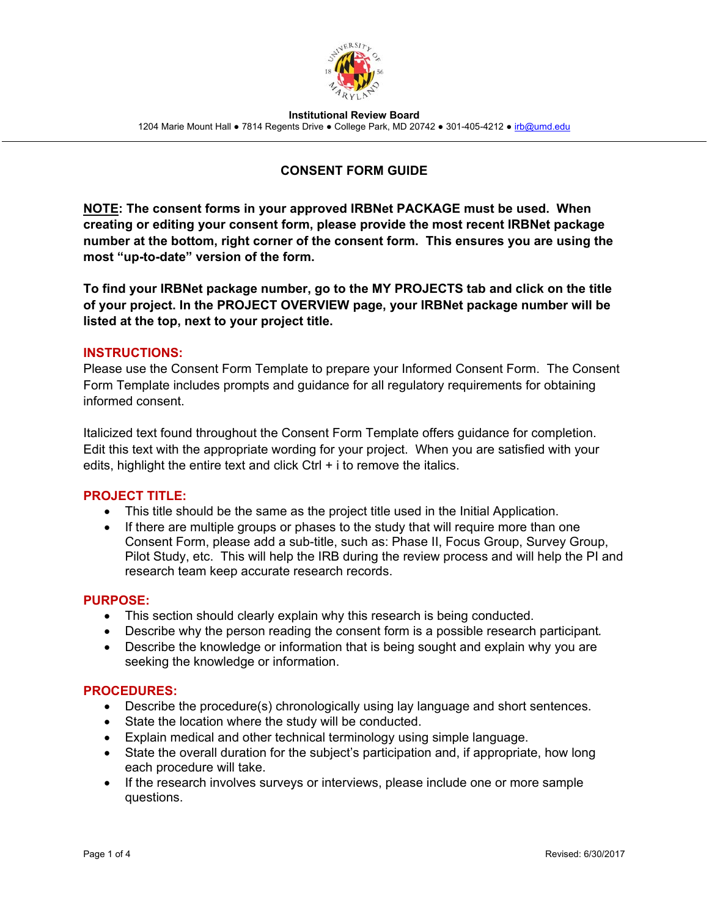**Institutional Review Board**

1204 Marie Mount Hall ● 7814 Regents Drive ● College Park, MD 20742 ● 301-405-4212 ● irb@umd.edu

# CONSENT FORM GUIDE

**NOTE: The consent forms in your approved IRBNet PACKAGE must be used. When creating or editing your consent form, please provide the most recent IRBNet package number at the bottom, right corner of the consent form. This ensures you are using the most "up-to-date" version of the form.**

**To find your IRBNet package number, go to the MY PROJECTS tab and click on the title of your project. In the PROJECT OVERVIEW page, your IRBNet package number will be listed at the top, next to your project title.**

## INSTRUCTIONS:

Please use the Consent Form Template to prepare your Informed Consent Form. The Consent Form Template includes prompts and guidance for all regulatory requirements for obtaining informed consent.

Italicized text found throughout the Consent Form Template offers guidance for completion. Edit this text with the appropriate wording for your project. When you are satisfied with your edits, highlight the entire text and click Ctrl + i to remove the italics.

## PROJECT TITLE:

- This title should be the same as the project title used in the Initial Application.
- If there are multiple groups or phases to the study that will require more than one Consent Form, please add a sub-title, such as: Phase II, Focus Group, Survey Group, Pilot Study, etc. This will help the IRB during the review process and will help the PI and research team keep accurate research records.

## PURPOSE:

- This section should clearly explain why this research is being conducted.
- Describe why the person reading the consent form is a possible research participant.
- Describe the knowledge or information that is being sought and explain why you are seeking the knowledge or information.

## PROCEDURES:

- Describe the procedure(s) chronologically using lay language and short sentences.
- State the location where the study will be conducted.
- Explain medical and other technical terminology using simple language.
- State the overall duration for the subject's participation and, if appropriate, how long each procedure will take.
- If the research involves surveys or interviews, please include one or more sample questions.

Revised: 6/30/2017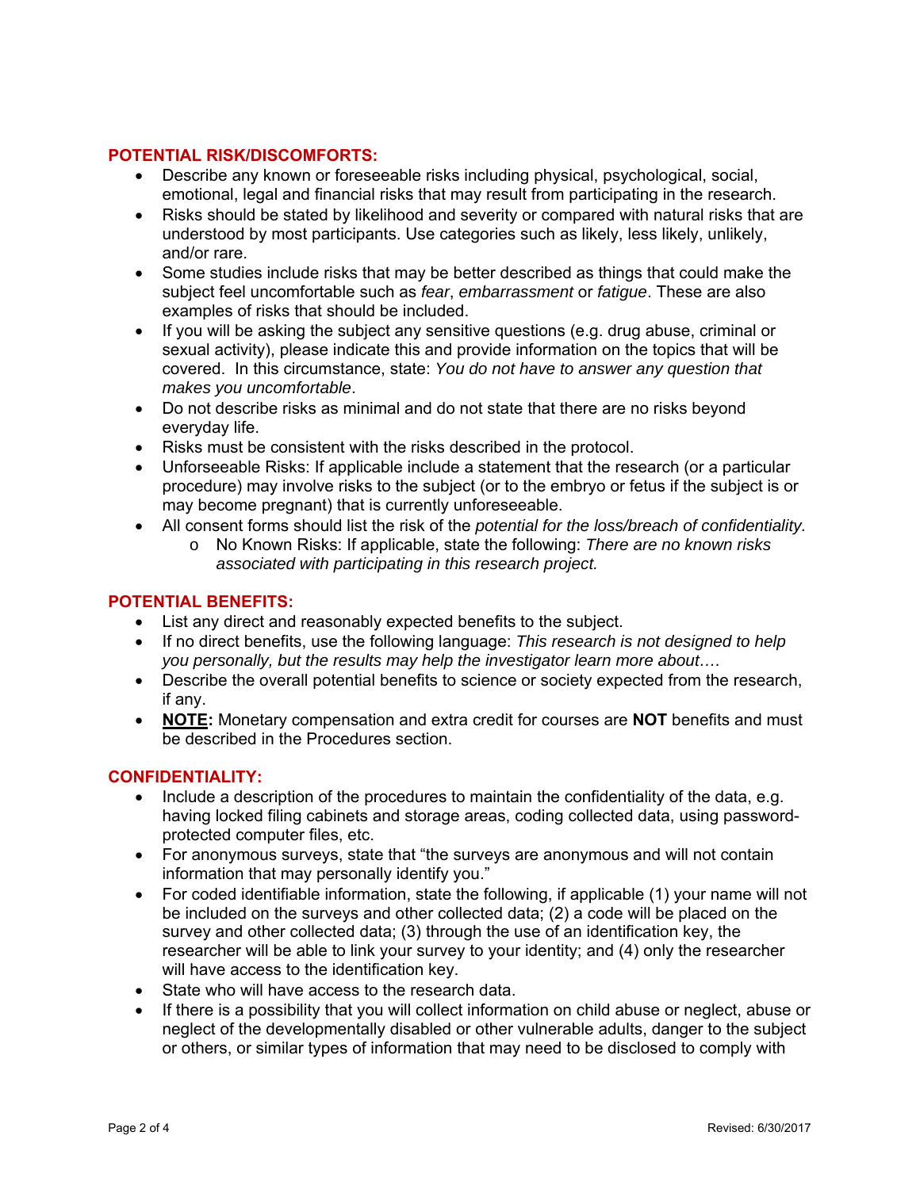### POTENTIAL RISK/DISCOMFORTS:

- Describe any known or foreseeable risks including physical, psychological, social, emotional, legal and financial risks that may result from participating in the research.
- Risks should be stated by likelihood and severity or compared with natural risks that are understood by most participants. Use categories such as likely, less likely, unlikely, and/or rare.
- Some studies include risks that may be better described as things that could make the subject feel uncomfortable such as *fear*, *embarrassment* or *fatigue*. These are also examples of risks that should be included.
- If you will be asking the subject any sensitive questions (e.g. drug abuse, criminal or sexual activity), please indicate this and provide information on the topics that will be covered. In this circumstance, state: *You do not have to answer any question that makes you uncomfortable*.
- Do not describe risks as minimal and do not state that there are no risks beyond everyday life.
- Risks must be consistent with the risks described in the protocol.
- Unforseeable Risks: If applicable include a statement that the research (or a particular procedure) may involve risks to the subject (or to the embryo or fetus if the subject is or may become pregnant) that is currently unforeseeable.
- All consent forms should list the risk of the *potential for the loss/breach of confidentiality.*
  - No Known Risks: If applicable, state the following: *There are no known risks associated with participating in this research project.*

### POTENTIAL BENEFITS:

- List any direct and reasonably expected benefits to the subject.
- If no direct benefits, use the following language: *This research is not designed to help you personally, but the results may help the investigator learn more about….*
- Describe the overall potential benefits to science or society expected from the research, if any.
- **NOTE:** Monetary compensation and extra credit for courses are **NOT** benefits and must be described in the Procedures section.

### CONFIDENTIALITY:

- Include a description of the procedures to maintain the confidentiality of the data, e.g. having locked filing cabinets and storage areas, coding collected data, using password-protected computer files, etc.
- For anonymous surveys, state that "the surveys are anonymous and will not contain information that may personally identify you."
- For coded identifiable information, state the following, if applicable (1) your name will not be included on the surveys and other collected data; (2) a code will be placed on the survey and other collected data; (3) through the use of an identification key, the researcher will be able to link your survey to your identity; and (4) only the researcher will have access to the identification key.
- State who will have access to the research data.
- If there is a possibility that you will collect information on child abuse or neglect, abuse or neglect of the developmentally disabled or other vulnerable adults, danger to the subject or others, or similar types of information that may need to be disclosed to comply with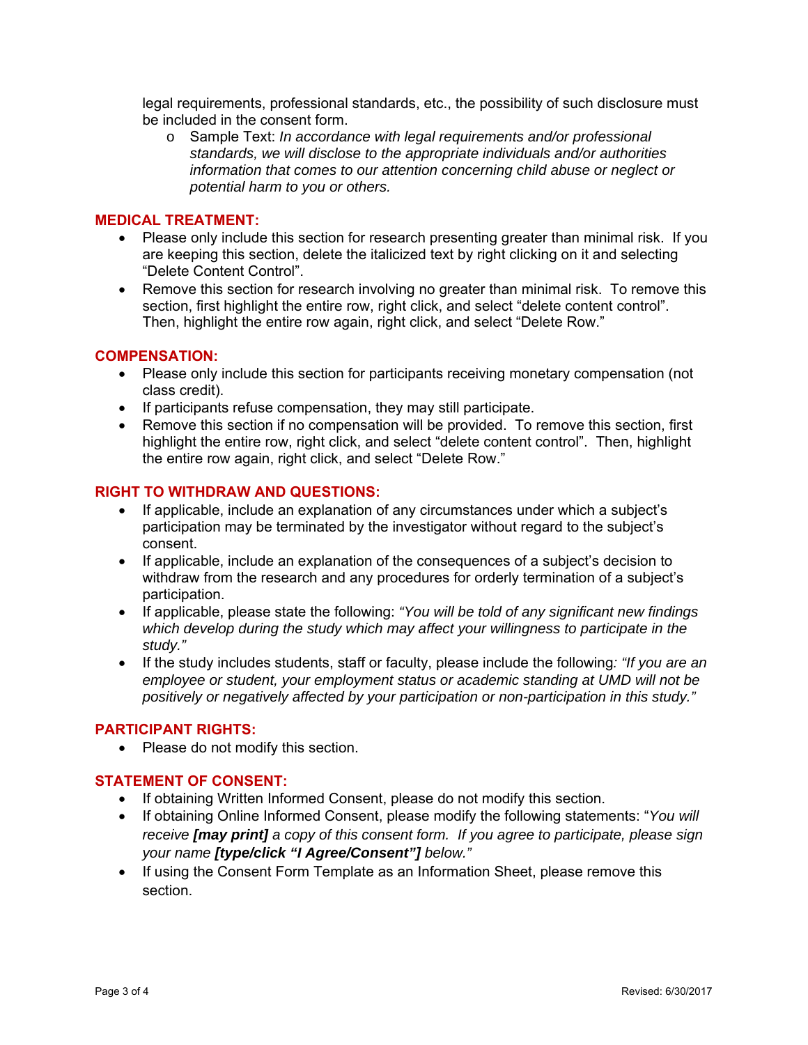legal requirements, professional standards, etc., the possibility of such disclosure must be included in the consent form.

- Sample Text: *In accordance with legal requirements and/or professional standards, we will disclose to the appropriate individuals and/or authorities information that comes to our attention concerning child abuse or neglect or potential harm to you or others.*

## MEDICAL TREATMENT:

- Please only include this section for research presenting greater than minimal risk. If you are keeping this section, delete the italicized text by right clicking on it and selecting "Delete Content Control".
- Remove this section for research involving no greater than minimal risk. To remove this section, first highlight the entire row, right click, and select "delete content control". Then, highlight the entire row again, right click, and select "Delete Row."

## COMPENSATION:

- Please only include this section for participants receiving monetary compensation (not class credit).
- If participants refuse compensation, they may still participate.
- Remove this section if no compensation will be provided. To remove this section, first highlight the entire row, right click, and select "delete content control". Then, highlight the entire row again, right click, and select "Delete Row."

## RIGHT TO WITHDRAW AND QUESTIONS:

- If applicable, include an explanation of any circumstances under which a subject's participation may be terminated by the investigator without regard to the subject's consent.
- If applicable, include an explanation of the consequences of a subject's decision to withdraw from the research and any procedures for orderly termination of a subject's participation.
- If applicable, please state the following: *"You will be told of any significant new findings which develop during the study which may affect your willingness to participate in the study."*
- If the study includes students, staff or faculty, please include the following*: "If you are an employee or student, your employment status or academic standing at UMD will not be positively or negatively affected by your participation or non-participation in this study."*

## PARTICIPANT RIGHTS:

- Please do not modify this section.

## STATEMENT OF CONSENT:

- If obtaining Written Informed Consent, please do not modify this section.
- If obtaining Online Informed Consent, please modify the following statements: "*You will receive **[may print]** a copy of this consent form. If you agree to participate, please sign your name **[type/click "I Agree/Consent"]** below."*
- If using the Consent Form Template as an Information Sheet, please remove this section.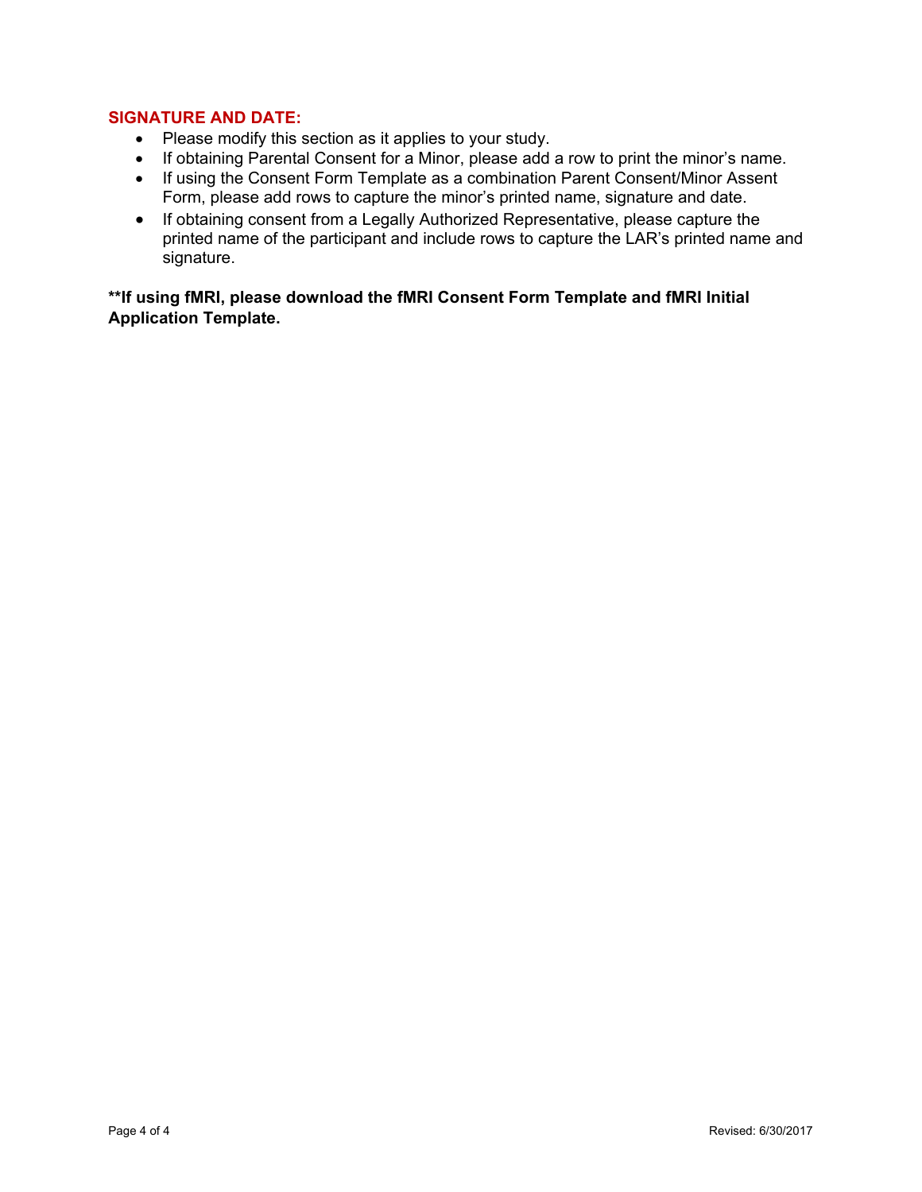**SIGNATURE AND DATE:**

- Please modify this section as it applies to your study.
- If obtaining Parental Consent for a Minor, please add a row to print the minor's name.
- If using the Consent Form Template as a combination Parent Consent/Minor Assent Form, please add rows to capture the minor's printed name, signature and date.
- If obtaining consent from a Legally Authorized Representative, please capture the printed name of the participant and include rows to capture the LAR's printed name and signature.

**\*\*If using fMRI, please download the fMRI Consent Form Template and fMRI Initial Application Template.**